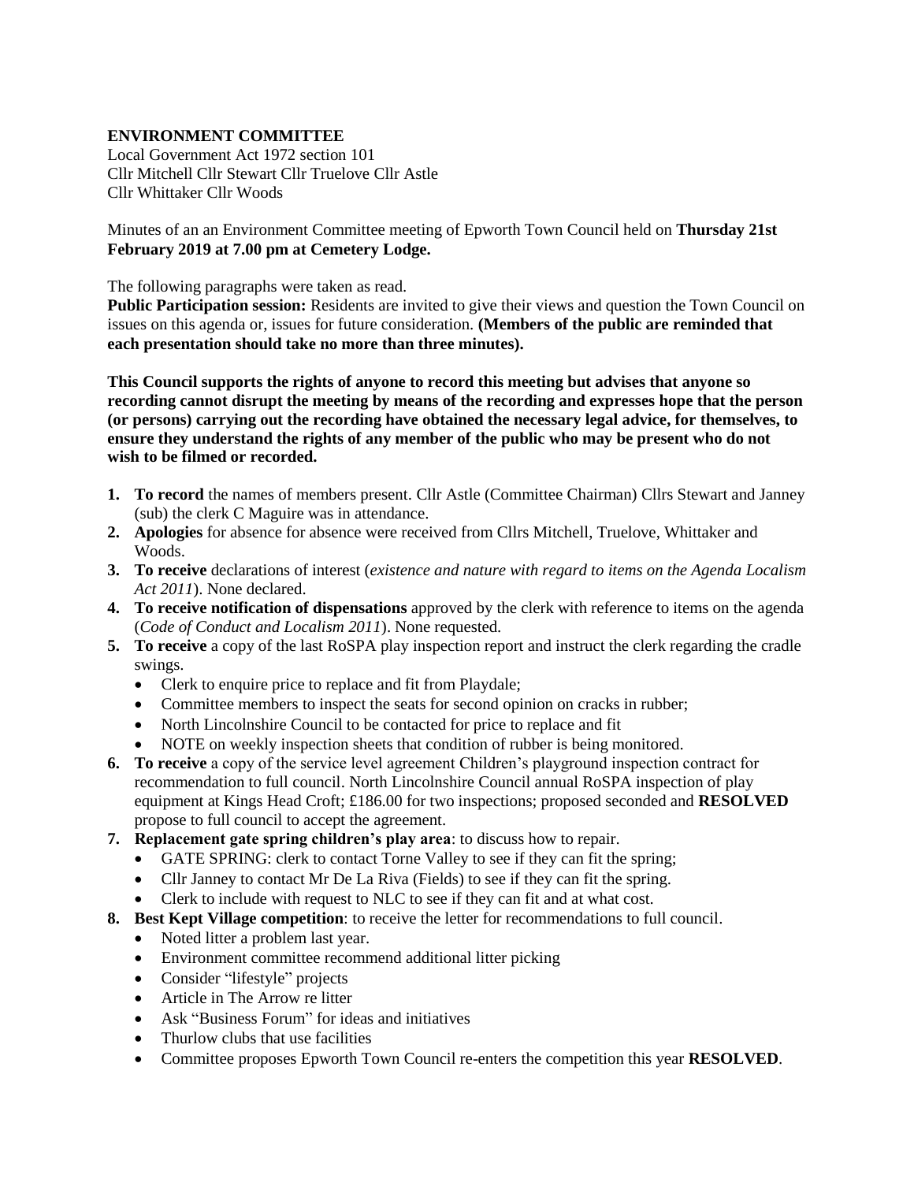**ENVIRONMENT COMMITTEE**
Local Government Act 1972 section 101
Cllr Mitchell Cllr Stewart Cllr Truelove Cllr Astle
Cllr Whittaker Cllr Woods

Minutes of an an Environment Committee meeting of Epworth Town Council held on **Thursday 21st February 2019 at 7.00 pm at Cemetery Lodge.**

The following paragraphs were taken as read.
**Public Participation session:** Residents are invited to give their views and question the Town Council on issues on this agenda or, issues for future consideration. **(Members of the public are reminded that each presentation should take no more than three minutes).**

**This Council supports the rights of anyone to record this meeting but advises that anyone so recording cannot disrupt the meeting by means of the recording and expresses hope that the person (or persons) carrying out the recording have obtained the necessary legal advice, for themselves, to ensure they understand the rights of any member of the public who may be present who do not wish to be filmed or recorded.**

1. **To record** the names of members present. Cllr Astle (Committee Chairman) Cllrs Stewart and Janney (sub) the clerk C Maguire was in attendance.
2. **Apologies** for absence for absence were received from Cllrs Mitchell, Truelove, Whittaker and Woods.
3. **To receive** declarations of interest (*existence and nature with regard to items on the Agenda Localism Act 2011*). None declared.
4. **To receive notification of dispensations** approved by the clerk with reference to items on the agenda (*Code of Conduct and Localism 2011*). None requested.
5. **To receive** a copy of the last RoSPA play inspection report and instruct the clerk regarding the cradle swings.
   - Clerk to enquire price to replace and fit from Playdale;
   - Committee members to inspect the seats for second opinion on cracks in rubber;
   - North Lincolnshire Council to be contacted for price to replace and fit
   - NOTE on weekly inspection sheets that condition of rubber is being monitored.
6. **To receive** a copy of the service level agreement Children's playground inspection contract for recommendation to full council. North Lincolnshire Council annual RoSPA inspection of play equipment at Kings Head Croft; £186.00 for two inspections; proposed seconded and **RESOLVED** propose to full council to accept the agreement.
7. **Replacement gate spring children's play area**: to discuss how to repair.
   - GATE SPRING: clerk to contact Torne Valley to see if they can fit the spring;
   - Cllr Janney to contact Mr De La Riva (Fields) to see if they can fit the spring.
   - Clerk to include with request to NLC to see if they can fit and at what cost.
8. **Best Kept Village competition**: to receive the letter for recommendations to full council.
   - Noted litter a problem last year.
   - Environment committee recommend additional litter picking
   - Consider "lifestyle" projects
   - Article in The Arrow re litter
   - Ask "Business Forum" for ideas and initiatives
   - Thurlow clubs that use facilities
   - Committee proposes Epworth Town Council re-enters the competition this year **RESOLVED**.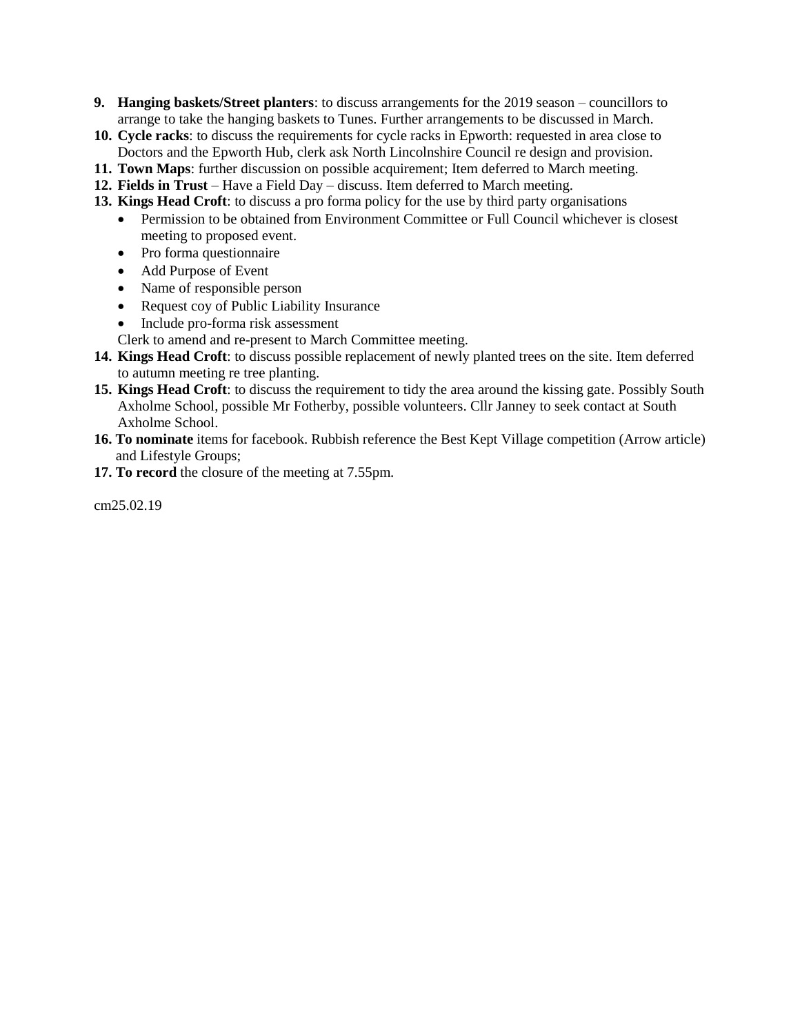9. **Hanging baskets/Street planters**: to discuss arrangements for the 2019 season – councillors to arrange to take the hanging baskets to Tunes. Further arrangements to be discussed in March.
10. **Cycle racks**: to discuss the requirements for cycle racks in Epworth: requested in area close to Doctors and the Epworth Hub, clerk ask North Lincolnshire Council re design and provision.
11. **Town Maps**: further discussion on possible acquirement; Item deferred to March meeting.
12. **Fields in Trust** – Have a Field Day – discuss. Item deferred to March meeting.
13. **Kings Head Croft**: to discuss a pro forma policy for the use by third party organisations
    - Permission to be obtained from Environment Committee or Full Council whichever is closest meeting to proposed event.
    - Pro forma questionnaire
    - Add Purpose of Event
    - Name of responsible person
    - Request coy of Public Liability Insurance
    - Include pro-forma risk assessment

    Clerk to amend and re-present to March Committee meeting.
14. **Kings Head Croft**: to discuss possible replacement of newly planted trees on the site. Item deferred to autumn meeting re tree planting.
15. **Kings Head Croft**: to discuss the requirement to tidy the area around the kissing gate. Possibly South Axholme School, possible Mr Fotherby, possible volunteers. Cllr Janney to seek contact at South Axholme School.
16. **To nominate** items for facebook. Rubbish reference the Best Kept Village competition (Arrow article) and Lifestyle Groups;
17. **To record** the closure of the meeting at 7.55pm.

cm25.02.19